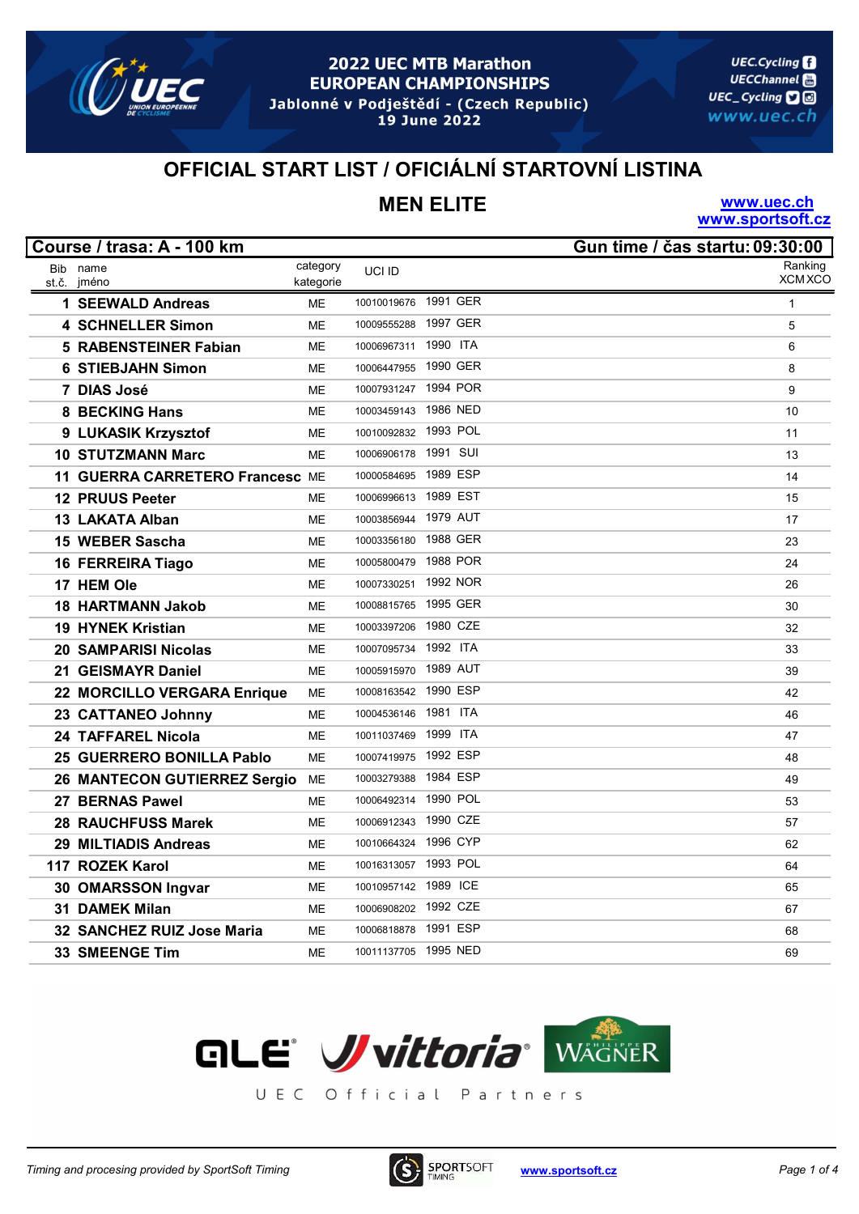# 2022 UEC MTB Marathon EUROPEAN CHAMPIONSHIPS

Jablonné v Podještědí - (Czech Republic)
19 June 2022

UEC.Cycling
UECChannel
UEC_Cycling
www.uec.ch

## OFFICIAL START LIST / OFICIÁLNÍ STARTOVNÍ LISTINA

## MEN ELITE

www.uec.ch
www.sportsoft.cz

**Course / trasa: A - 100 km** — **Gun time / čas startu: 09:30:00**

| Bib st.č. | name jméno | category kategorie | UCI ID | | | Ranking XCM XCO |
|---|---|---|---|---|---|---|
| 1 | SEEWALD Andreas | ME | 10010019676 | 1991 | GER | 1 |
| 4 | SCHNELLER Simon | ME | 10009555288 | 1997 | GER | 5 |
| 5 | RABENSTEINER Fabian | ME | 10006967311 | 1990 | ITA | 6 |
| 6 | STIEBJAHN Simon | ME | 10006447955 | 1990 | GER | 8 |
| 7 | DIAS José | ME | 10007931247 | 1994 | POR | 9 |
| 8 | BECKING Hans | ME | 10003459143 | 1986 | NED | 10 |
| 9 | LUKASIK Krzysztof | ME | 10010092832 | 1993 | POL | 11 |
| 10 | STUTZMANN Marc | ME | 10006906178 | 1991 | SUI | 13 |
| 11 | GUERRA CARRETERO Francesc | ME | 10000584695 | 1989 | ESP | 14 |
| 12 | PRUUS Peeter | ME | 10006996613 | 1989 | EST | 15 |
| 13 | LAKATA Alban | ME | 10003856944 | 1979 | AUT | 17 |
| 15 | WEBER Sascha | ME | 10003356180 | 1988 | GER | 23 |
| 16 | FERREIRA Tiago | ME | 10005800479 | 1988 | POR | 24 |
| 17 | HEM Ole | ME | 10007330251 | 1992 | NOR | 26 |
| 18 | HARTMANN Jakob | ME | 10008815765 | 1995 | GER | 30 |
| 19 | HYNEK Kristian | ME | 10003397206 | 1980 | CZE | 32 |
| 20 | SAMPARISI Nicolas | ME | 10007095734 | 1992 | ITA | 33 |
| 21 | GEISMAYR Daniel | ME | 10005915970 | 1989 | AUT | 39 |
| 22 | MORCILLO VERGARA Enrique | ME | 10008163542 | 1990 | ESP | 42 |
| 23 | CATTANEO Johnny | ME | 10004536146 | 1981 | ITA | 46 |
| 24 | TAFFAREL Nicola | ME | 10011037469 | 1999 | ITA | 47 |
| 25 | GUERRERO BONILLA Pablo | ME | 10007419975 | 1992 | ESP | 48 |
| 26 | MANTECON GUTIERREZ Sergio | ME | 10003279388 | 1984 | ESP | 49 |
| 27 | BERNAS Pawel | ME | 10006492314 | 1990 | POL | 53 |
| 28 | RAUCHFUSS Marek | ME | 10006912343 | 1990 | CZE | 57 |
| 29 | MILTIADIS Andreas | ME | 10010664324 | 1996 | CYP | 62 |
| 117 | ROZEK Karol | ME | 10016313057 | 1993 | POL | 64 |
| 30 | OMARSSON Ingvar | ME | 10010957142 | 1989 | ICE | 65 |
| 31 | DAMEK Milan | ME | 10006908202 | 1992 | CZE | 67 |
| 32 | SANCHEZ RUIZ Jose Maria | ME | 10006818878 | 1991 | ESP | 68 |
| 33 | SMEENGE Tim | ME | 10011137705 | 1995 | NED | 69 |

GALE vittoria WAGNER

UEC Official Partners

*Timing and procesing provided by SportSoft Timing* — www.sportsoft.cz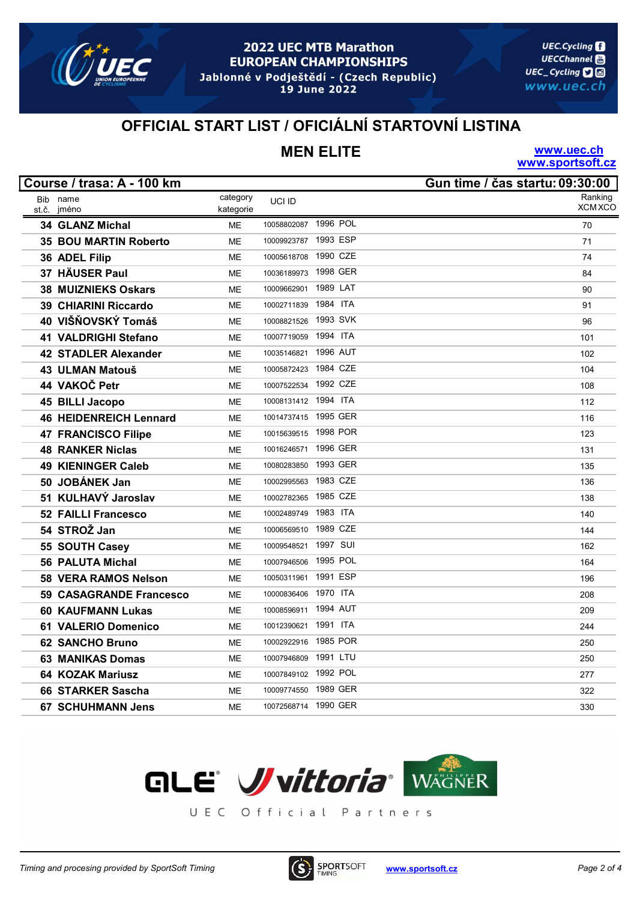# 2022 UEC MTB Marathon EUROPEAN CHAMPIONSHIPS

Jablonné v Podještědí - (Czech Republic)
19 June 2022

## OFFICIAL START LIST / OFICIÁLNÍ STARTOVNÍ LISTINA

## MEN ELITE

www.uec.ch
www.sportsoft.cz

**Course / trasa: A - 100 km** — **Gun time / čas startu: 09:30:00**

| Bib st.č. | name jméno | category kategorie | UCI ID | | | Ranking XCM XCO |
|---|---|---|---|---|---|---|
| 34 | GLANZ Michal | ME | 10058802087 | 1996 | POL | 70 |
| 35 | BOU MARTIN Roberto | ME | 10009923787 | 1993 | ESP | 71 |
| 36 | ADEL Filip | ME | 10005618708 | 1990 | CZE | 74 |
| 37 | HÄUSER Paul | ME | 10036189973 | 1998 | GER | 84 |
| 38 | MUIZNIEKS Oskars | ME | 10009662901 | 1989 | LAT | 90 |
| 39 | CHIARINI Riccardo | ME | 10002711839 | 1984 | ITA | 91 |
| 40 | VIŠŇOVSKÝ Tomáš | ME | 10008821526 | 1993 | SVK | 96 |
| 41 | VALDRIGHI Stefano | ME | 10007719059 | 1994 | ITA | 101 |
| 42 | STADLER Alexander | ME | 10035146821 | 1996 | AUT | 102 |
| 43 | ULMAN Matouš | ME | 10005872423 | 1984 | CZE | 104 |
| 44 | VAKOČ Petr | ME | 10007522534 | 1992 | CZE | 108 |
| 45 | BILLI Jacopo | ME | 10008131412 | 1994 | ITA | 112 |
| 46 | HEIDENREICH Lennard | ME | 10014737415 | 1995 | GER | 116 |
| 47 | FRANCISCO Filipe | ME | 10015639515 | 1998 | POR | 123 |
| 48 | RANKER Niclas | ME | 10016246571 | 1996 | GER | 131 |
| 49 | KIENINGER Caleb | ME | 10080283850 | 1993 | GER | 135 |
| 50 | JOBÁNEK Jan | ME | 10002995563 | 1983 | CZE | 136 |
| 51 | KULHAVÝ Jaroslav | ME | 10002782365 | 1985 | CZE | 138 |
| 52 | FAILLI Francesco | ME | 10002489749 | 1983 | ITA | 140 |
| 54 | STROŽ Jan | ME | 10006569510 | 1989 | CZE | 144 |
| 55 | SOUTH Casey | ME | 10009548521 | 1997 | SUI | 162 |
| 56 | PALUTA Michal | ME | 10007946506 | 1995 | POL | 164 |
| 58 | VERA RAMOS Nelson | ME | 10050311961 | 1991 | ESP | 196 |
| 59 | CASAGRANDE Francesco | ME | 10000836406 | 1970 | ITA | 208 |
| 60 | KAUFMANN Lukas | ME | 10008596911 | 1994 | AUT | 209 |
| 61 | VALERIO Domenico | ME | 10012390621 | 1991 | ITA | 244 |
| 62 | SANCHO Bruno | ME | 10002922916 | 1985 | POR | 250 |
| 63 | MANIKAS Domas | ME | 10007946809 | 1991 | LTU | 250 |
| 64 | KOZAK Mariusz | ME | 10007849102 | 1992 | POL | 277 |
| 66 | STARKER Sascha | ME | 10009774550 | 1989 | GER | 322 |
| 67 | SCHUHMANN Jens | ME | 10072568714 | 1990 | GER | 330 |

UEC Official Partners

*Timing and procesing provided by SportSoft Timing* — www.sportsoft.cz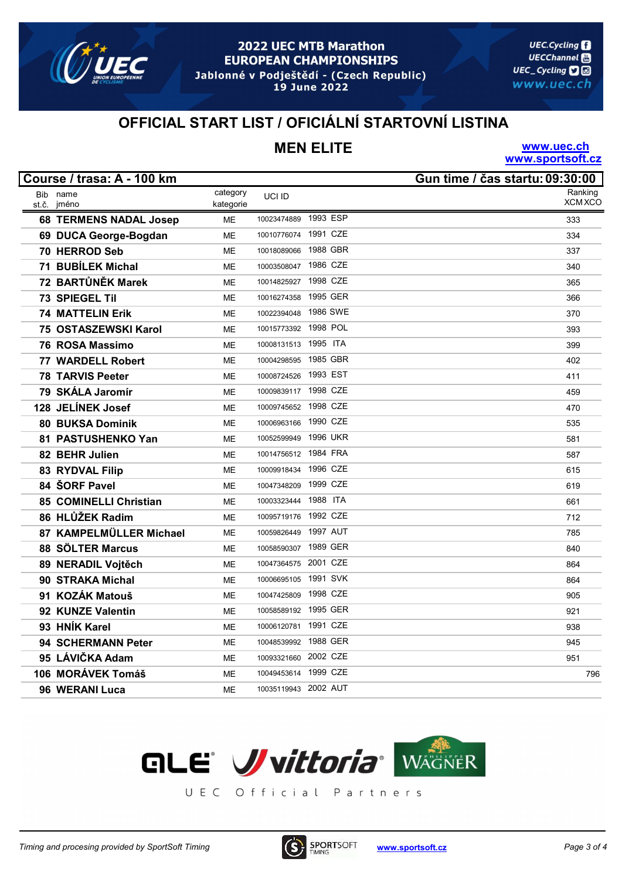## 2022 UEC MTB Marathon EUROPEAN CHAMPIONSHIPS

Jablonné v Podještědí - (Czech Republic)
19 June 2022

UEC.Cycling
UECChannel
UEC_Cycling
www.uec.ch

# OFFICIAL START LIST / OFICIÁLNÍ STARTOVNÍ LISTINA

## MEN ELITE

www.uec.ch
www.sportsoft.cz

**Course / trasa: A - 100 km** — **Gun time / čas startu: 09:30:00**

| Bib st.č. | name jméno | category kategorie | UCI ID | | | Ranking XCM | Ranking XCO |
|---|---|---|---|---|---|---|---|
| 68 | TERMENS NADAL Josep | ME | 10023474889 | 1993 | ESP | 333 | |
| 69 | DUCA George-Bogdan | ME | 10010776074 | 1991 | CZE | 334 | |
| 70 | HERROD Seb | ME | 10018089066 | 1988 | GBR | 337 | |
| 71 | BUBÍLEK Michal | ME | 10003508047 | 1986 | CZE | 340 | |
| 72 | BARTŮNĚK Marek | ME | 10014825927 | 1998 | CZE | 365 | |
| 73 | SPIEGEL Til | ME | 10016274358 | 1995 | GER | 366 | |
| 74 | MATTELIN Erik | ME | 10022394048 | 1986 | SWE | 370 | |
| 75 | OSTASZEWSKI Karol | ME | 10015773392 | 1998 | POL | 393 | |
| 76 | ROSA Massimo | ME | 10008131513 | 1995 | ITA | 399 | |
| 77 | WARDELL Robert | ME | 10004298595 | 1985 | GBR | 402 | |
| 78 | TARVIS Peeter | ME | 10008724526 | 1993 | EST | 411 | |
| 79 | SKÁLA Jaromír | ME | 10009839117 | 1998 | CZE | 459 | |
| 128 | JELÍNEK Josef | ME | 10009745652 | 1998 | CZE | 470 | |
| 80 | BUKSA Dominik | ME | 10006963166 | 1990 | CZE | 535 | |
| 81 | PASTUSHENKO Yan | ME | 10052599949 | 1996 | UKR | 581 | |
| 82 | BEHR Julien | ME | 10014756512 | 1984 | FRA | 587 | |
| 83 | RYDVAL Filip | ME | 10009918434 | 1996 | CZE | 615 | |
| 84 | ŠORF Pavel | ME | 10047348209 | 1999 | CZE | 619 | |
| 85 | COMINELLI Christian | ME | 10003323444 | 1988 | ITA | 661 | |
| 86 | HLŮŽEK Radim | ME | 10095719176 | 1992 | CZE | 712 | |
| 87 | KAMPELMÜLLER Michael | ME | 10059826449 | 1997 | AUT | 785 | |
| 88 | SÖLTER Marcus | ME | 10058590307 | 1989 | GER | 840 | |
| 89 | NERADIL Vojtěch | ME | 10047364575 | 2001 | CZE | 864 | |
| 90 | STRAKA Michal | ME | 10006695105 | 1991 | SVK | 864 | |
| 91 | KOZÁK Matouš | ME | 10047425809 | 1998 | CZE | 905 | |
| 92 | KUNZE Valentin | ME | 10058589192 | 1995 | GER | 921 | |
| 93 | HNÍK Karel | ME | 10006120781 | 1991 | CZE | 938 | |
| 94 | SCHERMANN Peter | ME | 10048539992 | 1988 | GER | 945 | |
| 95 | LÁVIČKA Adam | ME | 10093321660 | 2002 | CZE | 951 | |
| 106 | MORÁVEK Tomáš | ME | 10049453614 | 1999 | CZE | | 796 |
| 96 | WERANI Luca | ME | 10035119943 | 2002 | AUT | | |

UEC Official Partners

*Timing and procesing provided by SportSoft Timing* — www.sportsoft.cz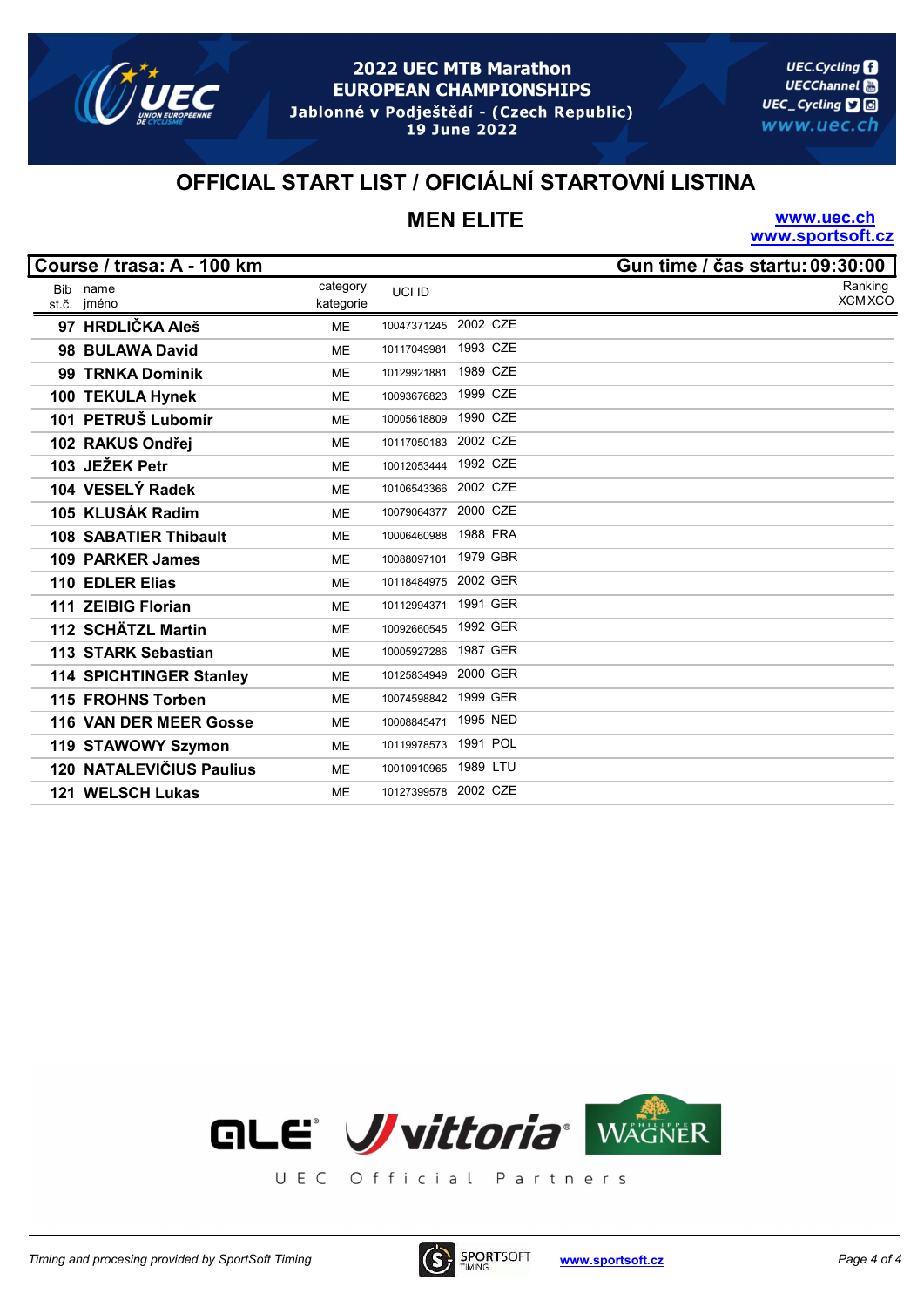## 2022 UEC MTB Marathon EUROPEAN CHAMPIONSHIPS

Jablonné v Podještědí - (Czech Republic)
19 June 2022

UEC.Cycling
UECChannel
UEC_Cycling
www.uec.ch

# OFFICIAL START LIST / OFICIÁLNÍ STARTOVNÍ LISTINA

## MEN ELITE

www.uec.ch
www.sportsoft.cz

**Course / trasa: A - 100 km** — **Gun time / čas startu: 09:30:00**

| Bib st.č. | name jméno | category kategorie | UCI ID | | | Ranking XCM XCO |
|---|---|---|---|---|---|---|
| 97 | **HRDLIČKA Aleš** | ME | 10047371245 | 2002 | CZE | |
| 98 | **BULAWA David** | ME | 10117049981 | 1993 | CZE | |
| 99 | **TRNKA Dominik** | ME | 10129921881 | 1989 | CZE | |
| 100 | **TEKULA Hynek** | ME | 10093676823 | 1999 | CZE | |
| 101 | **PETRUŠ Lubomír** | ME | 10005618809 | 1990 | CZE | |
| 102 | **RAKUS Ondřej** | ME | 10117050183 | 2002 | CZE | |
| 103 | **JEŽEK Petr** | ME | 10012053444 | 1992 | CZE | |
| 104 | **VESELÝ Radek** | ME | 10106543366 | 2002 | CZE | |
| 105 | **KLUSÁK Radim** | ME | 10079064377 | 2000 | CZE | |
| 108 | **SABATIER Thibault** | ME | 10006460988 | 1988 | FRA | |
| 109 | **PARKER James** | ME | 10088097101 | 1979 | GBR | |
| 110 | **EDLER Elias** | ME | 10118484975 | 2002 | GER | |
| 111 | **ZEIBIG Florian** | ME | 10112994371 | 1991 | GER | |
| 112 | **SCHÄTZL Martin** | ME | 10092660545 | 1992 | GER | |
| 113 | **STARK Sebastian** | ME | 10005927286 | 1987 | GER | |
| 114 | **SPICHTINGER Stanley** | ME | 10125834949 | 2000 | GER | |
| 115 | **FROHNS Torben** | ME | 10074598842 | 1999 | GER | |
| 116 | **VAN DER MEER Gosse** | ME | 10008845471 | 1995 | NED | |
| 119 | **STAWOWY Szymon** | ME | 10119978573 | 1991 | POL | |
| 120 | **NATALEVIČIUS Paulius** | ME | 10010910965 | 1989 | LTU | |
| 121 | **WELSCH Lukas** | ME | 10127399578 | 2002 | CZE | |

UEC Official Partners

*Timing and procesing provided by SportSoft Timing* — www.sportsoft.cz